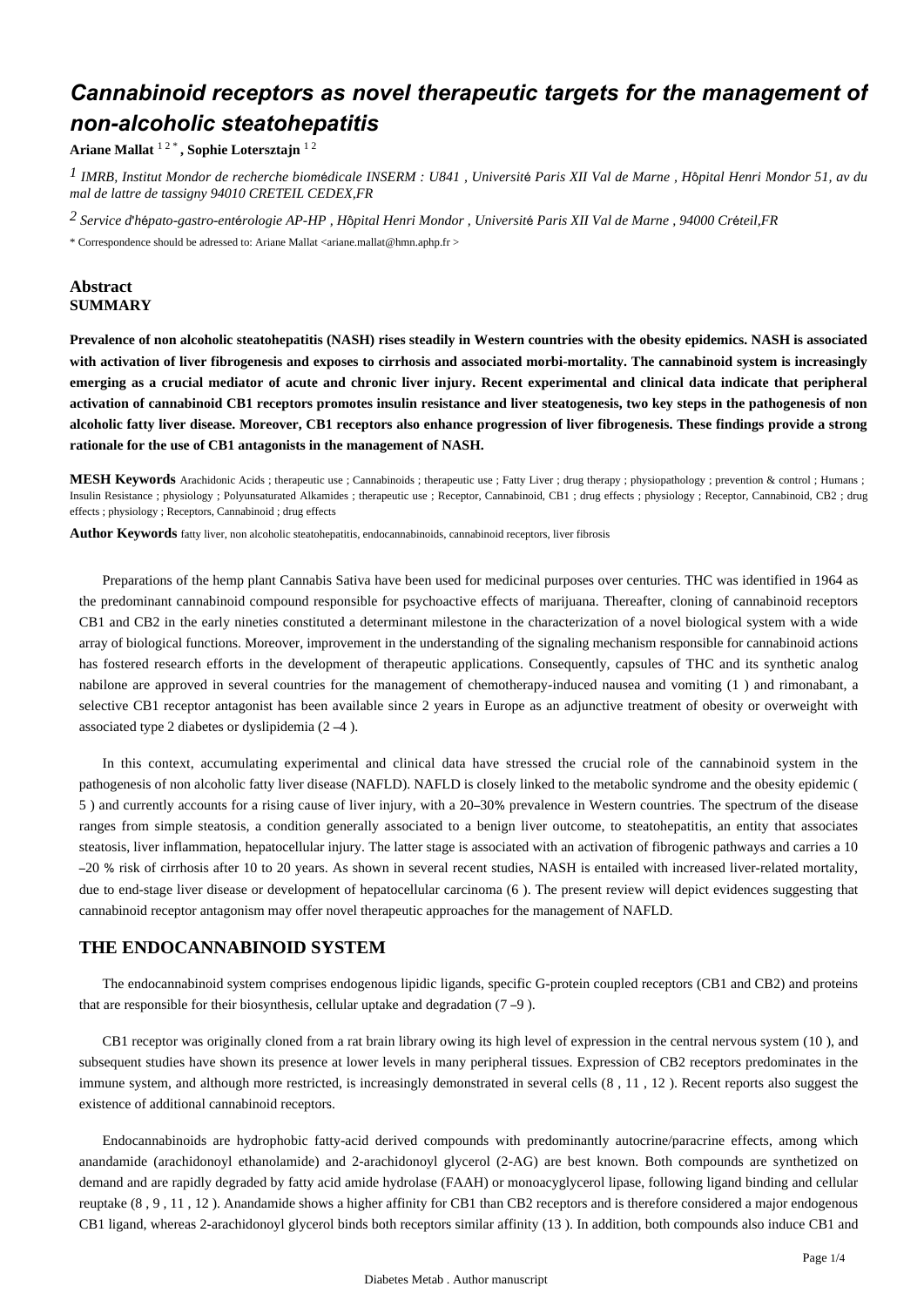# Cannabinoid receptors as novel therapeutic targets for the management of non-alcoholic steatohepatitis

**Ariane Mallat** [1 2 *] **, Sophie Lotersztajn** [1 2]

[1] *IMRB, Institut Mondor de recherche biomédicale INSERM : U841 , Université Paris XII Val de Marne , Hôpital Henri Mondor 51, av du mal de lattre de tassigny 94010 CRETEIL CEDEX,FR*

[2] *Service d'hépato-gastro-entérologie AP-HP , Hôpital Henri Mondor , Université Paris XII Val de Marne , 94000 Créteil,FR*

\* Correspondence should be adressed to: Ariane Mallat <ariane.mallat@hmn.aphp.fr >

## Abstract

**SUMMARY**

**Prevalence of non alcoholic steatohepatitis (NASH) rises steadily in Western countries with the obesity epidemics. NASH is associated with activation of liver fibrogenesis and exposes to cirrhosis and associated morbi-mortality. The cannabinoid system is increasingly emerging as a crucial mediator of acute and chronic liver injury. Recent experimental and clinical data indicate that peripheral activation of cannabinoid CB1 receptors promotes insulin resistance and liver steatogenesis, two key steps in the pathogenesis of non alcoholic fatty liver disease. Moreover, CB1 receptors also enhance progression of liver fibrogenesis. These findings provide a strong rationale for the use of CB1 antagonists in the management of NASH.**

**MESH Keywords** Arachidonic Acids ; therapeutic use ; Cannabinoids ; therapeutic use ; Fatty Liver ; drug therapy ; physiopathology ; prevention & control ; Humans ; Insulin Resistance ; physiology ; Polyunsaturated Alkamides ; therapeutic use ; Receptor, Cannabinoid, CB1 ; drug effects ; physiology ; Receptor, Cannabinoid, CB2 ; drug effects ; physiology ; Receptors, Cannabinoid ; drug effects

**Author Keywords** fatty liver, non alcoholic steatohepatitis, endocannabinoids, cannabinoid receptors, liver fibrosis

Preparations of the hemp plant Cannabis Sativa have been used for medicinal purposes over centuries. THC was identified in 1964 as the predominant cannabinoid compound responsible for psychoactive effects of marijuana. Thereafter, cloning of cannabinoid receptors CB1 and CB2 in the early nineties constituted a determinant milestone in the characterization of a novel biological system with a wide array of biological functions. Moreover, improvement in the understanding of the signaling mechanism responsible for cannabinoid actions has fostered research efforts in the development of therapeutic applications. Consequently, capsules of THC and its synthetic analog nabilone are approved in several countries for the management of chemotherapy-induced nausea and vomiting (1 ) and rimonabant, a selective CB1 receptor antagonist has been available since 2 years in Europe as an adjunctive treatment of obesity or overweight with associated type 2 diabetes or dyslipidemia (2 –4 ).

In this context, accumulating experimental and clinical data have stressed the crucial role of the cannabinoid system in the pathogenesis of non alcoholic fatty liver disease (NAFLD). NAFLD is closely linked to the metabolic syndrome and the obesity epidemic ( 5 ) and currently accounts for a rising cause of liver injury, with a 20–30% prevalence in Western countries. The spectrum of the disease ranges from simple steatosis, a condition generally associated to a benign liver outcome, to steatohepatitis, an entity that associates steatosis, liver inflammation, hepatocellular injury. The latter stage is associated with an activation of fibrogenic pathways and carries a 10 –20 % risk of cirrhosis after 10 to 20 years. As shown in several recent studies, NASH is entailed with increased liver-related mortality, due to end-stage liver disease or development of hepatocellular carcinoma (6 ). The present review will depict evidences suggesting that cannabinoid receptor antagonism may offer novel therapeutic approaches for the management of NAFLD.

## THE ENDOCANNABINOID SYSTEM

The endocannabinoid system comprises endogenous lipidic ligands, specific G-protein coupled receptors (CB1 and CB2) and proteins that are responsible for their biosynthesis, cellular uptake and degradation (7 –9 ).

CB1 receptor was originally cloned from a rat brain library owing its high level of expression in the central nervous system (10 ), and subsequent studies have shown its presence at lower levels in many peripheral tissues. Expression of CB2 receptors predominates in the immune system, and although more restricted, is increasingly demonstrated in several cells (8 , 11 , 12 ). Recent reports also suggest the existence of additional cannabinoid receptors.

Endocannabinoids are hydrophobic fatty-acid derived compounds with predominantly autocrine/paracrine effects, among which anandamide (arachidonoyl ethanolamide) and 2-arachidonoyl glycerol (2-AG) are best known. Both compounds are synthetized on demand and are rapidly degraded by fatty acid amide hydrolase (FAAH) or monoacyglycerol lipase, following ligand binding and cellular reuptake (8 , 9 , 11 , 12 ). Anandamide shows a higher affinity for CB1 than CB2 receptors and is therefore considered a major endogenous CB1 ligand, whereas 2-arachidonoyl glycerol binds both receptors similar affinity (13 ). In addition, both compounds also induce CB1 and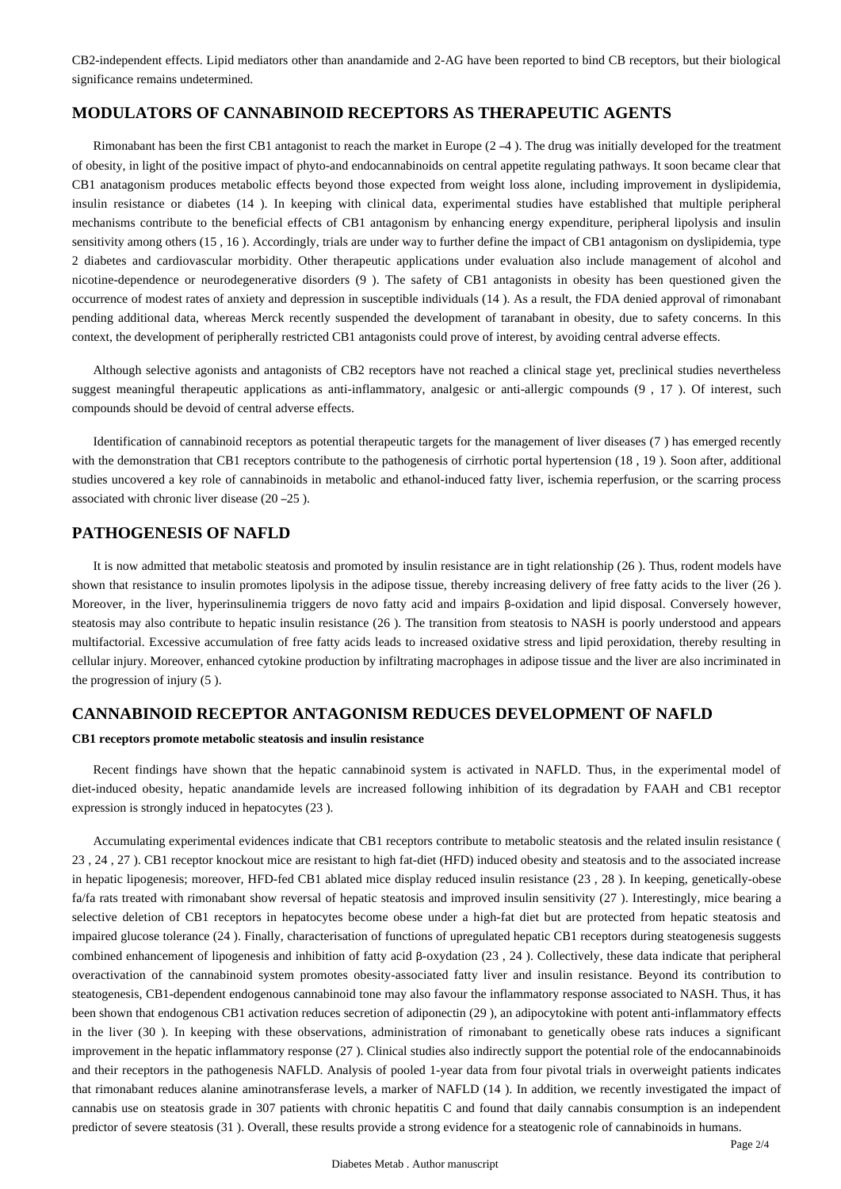CB2-independent effects. Lipid mediators other than anandamide and 2-AG have been reported to bind CB receptors, but their biological significance remains undetermined.

## MODULATORS OF CANNABINOID RECEPTORS AS THERAPEUTIC AGENTS

Rimonabant has been the first CB1 antagonist to reach the market in Europe (2 –4 ). The drug was initially developed for the treatment of obesity, in light of the positive impact of phyto-and endocannabinoids on central appetite regulating pathways. It soon became clear that CB1 anatagonism produces metabolic effects beyond those expected from weight loss alone, including improvement in dyslipidemia, insulin resistance or diabetes (14 ). In keeping with clinical data, experimental studies have established that multiple peripheral mechanisms contribute to the beneficial effects of CB1 antagonism by enhancing energy expenditure, peripheral lipolysis and insulin sensitivity among others (15 , 16 ). Accordingly, trials are under way to further define the impact of CB1 antagonism on dyslipidemia, type 2 diabetes and cardiovascular morbidity. Other therapeutic applications under evaluation also include management of alcohol and nicotine-dependence or neurodegenerative disorders (9 ). The safety of CB1 antagonists in obesity has been questioned given the occurrence of modest rates of anxiety and depression in susceptible individuals (14 ). As a result, the FDA denied approval of rimonabant pending additional data, whereas Merck recently suspended the development of taranabant in obesity, due to safety concerns. In this context, the development of peripherally restricted CB1 antagonists could prove of interest, by avoiding central adverse effects.

Although selective agonists and antagonists of CB2 receptors have not reached a clinical stage yet, preclinical studies nevertheless suggest meaningful therapeutic applications as anti-inflammatory, analgesic or anti-allergic compounds (9 , 17 ). Of interest, such compounds should be devoid of central adverse effects.

Identification of cannabinoid receptors as potential therapeutic targets for the management of liver diseases (7 ) has emerged recently with the demonstration that CB1 receptors contribute to the pathogenesis of cirrhotic portal hypertension (18 , 19 ). Soon after, additional studies uncovered a key role of cannabinoids in metabolic and ethanol-induced fatty liver, ischemia reperfusion, or the scarring process associated with chronic liver disease (20 –25 ).

## PATHOGENESIS OF NAFLD

It is now admitted that metabolic steatosis and promoted by insulin resistance are in tight relationship (26 ). Thus, rodent models have shown that resistance to insulin promotes lipolysis in the adipose tissue, thereby increasing delivery of free fatty acids to the liver (26 ). Moreover, in the liver, hyperinsulinemia triggers de novo fatty acid and impairs β-oxidation and lipid disposal. Conversely however, steatosis may also contribute to hepatic insulin resistance (26 ). The transition from steatosis to NASH is poorly understood and appears multifactorial. Excessive accumulation of free fatty acids leads to increased oxidative stress and lipid peroxidation, thereby resulting in cellular injury. Moreover, enhanced cytokine production by infiltrating macrophages in adipose tissue and the liver are also incriminated in the progression of injury (5 ).

## CANNABINOID RECEPTOR ANTAGONISM REDUCES DEVELOPMENT OF NAFLD

### CB1 receptors promote metabolic steatosis and insulin resistance

Recent findings have shown that the hepatic cannabinoid system is activated in NAFLD. Thus, in the experimental model of diet-induced obesity, hepatic anandamide levels are increased following inhibition of its degradation by FAAH and CB1 receptor expression is strongly induced in hepatocytes (23 ).

Accumulating experimental evidences indicate that CB1 receptors contribute to metabolic steatosis and the related insulin resistance ( 23 , 24 , 27 ). CB1 receptor knockout mice are resistant to high fat-diet (HFD) induced obesity and steatosis and to the associated increase in hepatic lipogenesis; moreover, HFD-fed CB1 ablated mice display reduced insulin resistance (23 , 28 ). In keeping, genetically-obese fa/fa rats treated with rimonabant show reversal of hepatic steatosis and improved insulin sensitivity (27 ). Interestingly, mice bearing a selective deletion of CB1 receptors in hepatocytes become obese under a high-fat diet but are protected from hepatic steatosis and impaired glucose tolerance (24 ). Finally, characterisation of functions of upregulated hepatic CB1 receptors during steatogenesis suggests combined enhancement of lipogenesis and inhibition of fatty acid β-oxydation (23 , 24 ). Collectively, these data indicate that peripheral overactivation of the cannabinoid system promotes obesity-associated fatty liver and insulin resistance. Beyond its contribution to steatogenesis, CB1-dependent endogenous cannabinoid tone may also favour the inflammatory response associated to NASH. Thus, it has been shown that endogenous CB1 activation reduces secretion of adiponectin (29 ), an adipocytokine with potent anti-inflammatory effects in the liver (30 ). In keeping with these observations, administration of rimonabant to genetically obese rats induces a significant improvement in the hepatic inflammatory response (27 ). Clinical studies also indirectly support the potential role of the endocannabinoids and their receptors in the pathogenesis NAFLD. Analysis of pooled 1-year data from four pivotal trials in overweight patients indicates that rimonabant reduces alanine aminotransferase levels, a marker of NAFLD (14 ). In addition, we recently investigated the impact of cannabis use on steatosis grade in 307 patients with chronic hepatitis C and found that daily cannabis consumption is an independent predictor of severe steatosis (31 ). Overall, these results provide a strong evidence for a steatogenic role of cannabinoids in humans.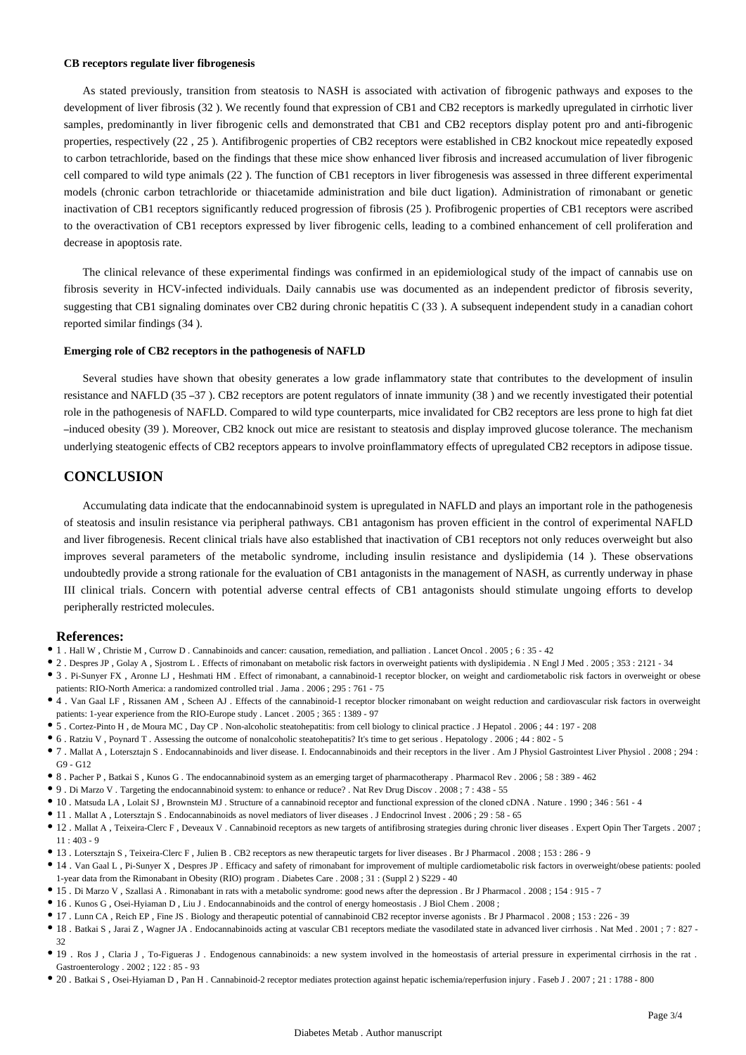**CB receptors regulate liver fibrogenesis**

As stated previously, transition from steatosis to NASH is associated with activation of fibrogenic pathways and exposes to the development of liver fibrosis (32 ). We recently found that expression of CB1 and CB2 receptors is markedly upregulated in cirrhotic liver samples, predominantly in liver fibrogenic cells and demonstrated that CB1 and CB2 receptors display potent pro and anti-fibrogenic properties, respectively (22 , 25 ). Antifibrogenic properties of CB2 receptors were established in CB2 knockout mice repeatedly exposed to carbon tetrachloride, based on the findings that these mice show enhanced liver fibrosis and increased accumulation of liver fibrogenic cell compared to wild type animals (22 ). The function of CB1 receptors in liver fibrogenesis was assessed in three different experimental models (chronic carbon tetrachloride or thiacetamide administration and bile duct ligation). Administration of rimonabant or genetic inactivation of CB1 receptors significantly reduced progression of fibrosis (25 ). Profibrogenic properties of CB1 receptors were ascribed to the overactivation of CB1 receptors expressed by liver fibrogenic cells, leading to a combined enhancement of cell proliferation and decrease in apoptosis rate.

The clinical relevance of these experimental findings was confirmed in an epidemiological study of the impact of cannabis use on fibrosis severity in HCV-infected individuals. Daily cannabis use was documented as an independent predictor of fibrosis severity, suggesting that CB1 signaling dominates over CB2 during chronic hepatitis C (33 ). A subsequent independent study in a canadian cohort reported similar findings (34 ).

**Emerging role of CB2 receptors in the pathogenesis of NAFLD**

Several studies have shown that obesity generates a low grade inflammatory state that contributes to the development of insulin resistance and NAFLD (35 –37 ). CB2 receptors are potent regulators of innate immunity (38 ) and we recently investigated their potential role in the pathogenesis of NAFLD. Compared to wild type counterparts, mice invalidated for CB2 receptors are less prone to high fat diet –induced obesity (39 ). Moreover, CB2 knock out mice are resistant to steatosis and display improved glucose tolerance. The mechanism underlying steatogenic effects of CB2 receptors appears to involve proinflammatory effects of upregulated CB2 receptors in adipose tissue.

## CONCLUSION

Accumulating data indicate that the endocannabinoid system is upregulated in NAFLD and plays an important role in the pathogenesis of steatosis and insulin resistance via peripheral pathways. CB1 antagonism has proven efficient in the control of experimental NAFLD and liver fibrogenesis. Recent clinical trials have also established that inactivation of CB1 receptors not only reduces overweight but also improves several parameters of the metabolic syndrome, including insulin resistance and dyslipidemia (14 ). These observations undoubtedly provide a strong rationale for the evaluation of CB1 antagonists in the management of NASH, as currently underway in phase III clinical trials. Concern with potential adverse central effects of CB1 antagonists should stimulate ungoing efforts to develop peripherally restricted molecules.

### References:

- 1 . Hall W , Christie M , Currow D . Cannabinoids and cancer: causation, remediation, and palliation . Lancet Oncol . 2005 ; 6 : 35 - 42
- 2 . Despres JP , Golay A , Sjostrom L . Effects of rimonabant on metabolic risk factors in overweight patients with dyslipidemia . N Engl J Med . 2005 ; 353 : 2121 - 34
- 3 . Pi-Sunyer FX , Aronne LJ , Heshmati HM . Effect of rimonabant, a cannabinoid-1 receptor blocker, on weight and cardiometabolic risk factors in overweight or obese patients: RIO-North America: a randomized controlled trial . Jama . 2006 ; 295 : 761 - 75
- 4 . Van Gaal LF , Rissanen AM , Scheen AJ . Effects of the cannabinoid-1 receptor blocker rimonabant on weight reduction and cardiovascular risk factors in overweight patients: 1-year experience from the RIO-Europe study . Lancet . 2005 ; 365 : 1389 - 97
- 5 . Cortez-Pinto H , de Moura MC , Day CP . Non-alcoholic steatohepatitis: from cell biology to clinical practice . J Hepatol . 2006 ; 44 : 197 - 208
- 6 . Ratziu V , Poynard T . Assessing the outcome of nonalcoholic steatohepatitis? It's time to get serious . Hepatology . 2006 ; 44 : 802 - 5
- 7 . Mallat A , Lotersztajn S . Endocannabinoids and liver disease. I. Endocannabinoids and their receptors in the liver . Am J Physiol Gastrointest Liver Physiol . 2008 ; 294 : G9 - G12
- 8 . Pacher P , Batkai S , Kunos G . The endocannabinoid system as an emerging target of pharmacotherapy . Pharmacol Rev . 2006 ; 58 : 389 - 462
- 9 . Di Marzo V . Targeting the endocannabinoid system: to enhance or reduce? . Nat Rev Drug Discov . 2008 ; 7 : 438 - 55
- 10 . Matsuda LA , Lolait SJ , Brownstein MJ . Structure of a cannabinoid receptor and functional expression of the cloned cDNA . Nature . 1990 ; 346 : 561 - 4
- 11 . Mallat A , Lotersztajn S . Endocannabinoids as novel mediators of liver diseases . J Endocrinol Invest . 2006 ; 29 : 58 - 65
- 12 . Mallat A , Teixeira-Clerc F , Deveaux V . Cannabinoid receptors as new targets of antifibrosing strategies during chronic liver diseases . Expert Opin Ther Targets . 2007 ; 11 : 403 - 9
- 13 . Lotersztajn S , Teixeira-Clerc F , Julien B . CB2 receptors as new therapeutic targets for liver diseases . Br J Pharmacol . 2008 ; 153 : 286 - 9
- 14 . Van Gaal L , Pi-Sunyer X , Despres JP . Efficacy and safety of rimonabant for improvement of multiple cardiometabolic risk factors in overweight/obese patients: pooled 1-year data from the Rimonabant in Obesity (RIO) program . Diabetes Care . 2008 ; 31 : (Suppl 2 ) S229 - 40
- 15 . Di Marzo V , Szallasi A . Rimonabant in rats with a metabolic syndrome: good news after the depression . Br J Pharmacol . 2008 ; 154 : 915 - 7
- 16 . Kunos G , Osei-Hyiaman D , Liu J . Endocannabinoids and the control of energy homeostasis . J Biol Chem . 2008 ;
- 17 . Lunn CA , Reich EP , Fine JS . Biology and therapeutic potential of cannabinoid CB2 receptor inverse agonists . Br J Pharmacol . 2008 ; 153 : 226 - 39
- 18 . Batkai S , Jarai Z , Wagner JA . Endocannabinoids acting at vascular CB1 receptors mediate the vasodilated state in advanced liver cirrhosis . Nat Med . 2001 ; 7 : 827 - 32
- 19 . Ros J , Claria J , To-Figueras J . Endogenous cannabinoids: a new system involved in the homeostasis of arterial pressure in experimental cirrhosis in the rat . Gastroenterology . 2002 ; 122 : 85 - 93
- 20 . Batkai S , Osei-Hyiaman D , Pan H . Cannabinoid-2 receptor mediates protection against hepatic ischemia/reperfusion injury . Faseb J . 2007 ; 21 : 1788 - 800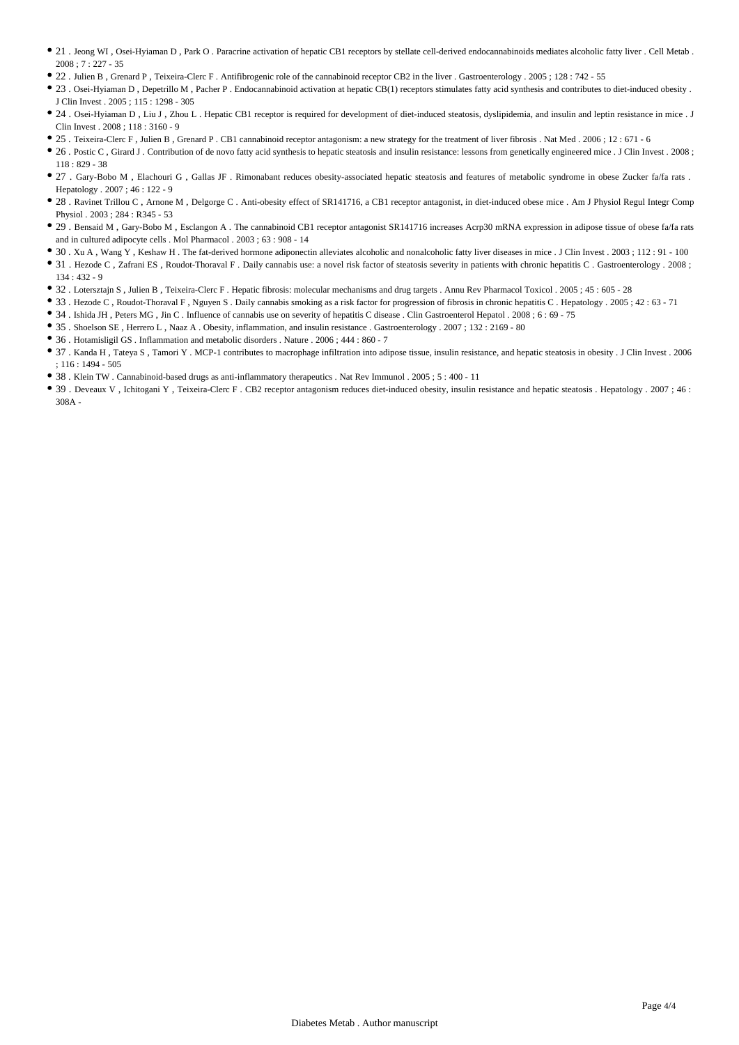- 21 . Jeong WI , Osei-Hyiaman D , Park O . Paracrine activation of hepatic CB1 receptors by stellate cell-derived endocannabinoids mediates alcoholic fatty liver . Cell Metab . 2008 ; 7 : 227 - 35
- 22 . Julien B , Grenard P , Teixeira-Clerc F . Antifibrogenic role of the cannabinoid receptor CB2 in the liver . Gastroenterology . 2005 ; 128 : 742 - 55
- 23 . Osei-Hyiaman D , Depetrillo M , Pacher P . Endocannabinoid activation at hepatic CB(1) receptors stimulates fatty acid synthesis and contributes to diet-induced obesity . J Clin Invest . 2005 ; 115 : 1298 - 305
- 24 . Osei-Hyiaman D , Liu J , Zhou L . Hepatic CB1 receptor is required for development of diet-induced steatosis, dyslipidemia, and insulin and leptin resistance in mice . J Clin Invest . 2008 ; 118 : 3160 - 9
- 25 . Teixeira-Clerc F , Julien B , Grenard P . CB1 cannabinoid receptor antagonism: a new strategy for the treatment of liver fibrosis . Nat Med . 2006 ; 12 : 671 - 6
- 26 . Postic C , Girard J . Contribution of de novo fatty acid synthesis to hepatic steatosis and insulin resistance: lessons from genetically engineered mice . J Clin Invest . 2008 ; 118 : 829 - 38
- 27 . Gary-Bobo M , Elachouri G , Gallas JF . Rimonabant reduces obesity-associated hepatic steatosis and features of metabolic syndrome in obese Zucker fa/fa rats . Hepatology . 2007 ; 46 : 122 - 9
- 28 . Ravinet Trillou C , Arnone M , Delgorge C . Anti-obesity effect of SR141716, a CB1 receptor antagonist, in diet-induced obese mice . Am J Physiol Regul Integr Comp Physiol . 2003 ; 284 : R345 - 53
- 29 . Bensaid M , Gary-Bobo M , Esclangon A . The cannabinoid CB1 receptor antagonist SR141716 increases Acrp30 mRNA expression in adipose tissue of obese fa/fa rats and in cultured adipocyte cells . Mol Pharmacol . 2003 ; 63 : 908 - 14
- 30 . Xu A , Wang Y , Keshaw H . The fat-derived hormone adiponectin alleviates alcoholic and nonalcoholic fatty liver diseases in mice . J Clin Invest . 2003 ; 112 : 91 - 100
- 31 . Hezode C , Zafrani ES , Roudot-Thoraval F . Daily cannabis use: a novel risk factor of steatosis severity in patients with chronic hepatitis C . Gastroenterology . 2008 ; 134 : 432 - 9
- 32 . Lotersztajn S , Julien B , Teixeira-Clerc F . Hepatic fibrosis: molecular mechanisms and drug targets . Annu Rev Pharmacol Toxicol . 2005 ; 45 : 605 - 28
- 33 . Hezode C , Roudot-Thoraval F , Nguyen S . Daily cannabis smoking as a risk factor for progression of fibrosis in chronic hepatitis C . Hepatology . 2005 ; 42 : 63 - 71
- 34 . Ishida JH , Peters MG , Jin C . Influence of cannabis use on severity of hepatitis C disease . Clin Gastroenterol Hepatol . 2008 ; 6 : 69 - 75
- 35 . Shoelson SE , Herrero L , Naaz A . Obesity, inflammation, and insulin resistance . Gastroenterology . 2007 ; 132 : 2169 - 80
- 36 . Hotamisligil GS . Inflammation and metabolic disorders . Nature . 2006 ; 444 : 860 - 7
- 37 . Kanda H , Tateya S , Tamori Y . MCP-1 contributes to macrophage infiltration into adipose tissue, insulin resistance, and hepatic steatosis in obesity . J Clin Invest . 2006 ; 116 : 1494 - 505
- 38 . Klein TW . Cannabinoid-based drugs as anti-inflammatory therapeutics . Nat Rev Immunol . 2005 ; 5 : 400 - 11
- 39 . Deveaux V , Ichitogani Y , Teixeira-Clerc F . CB2 receptor antagonism reduces diet-induced obesity, insulin resistance and hepatic steatosis . Hepatology . 2007 ; 46 : 308A -